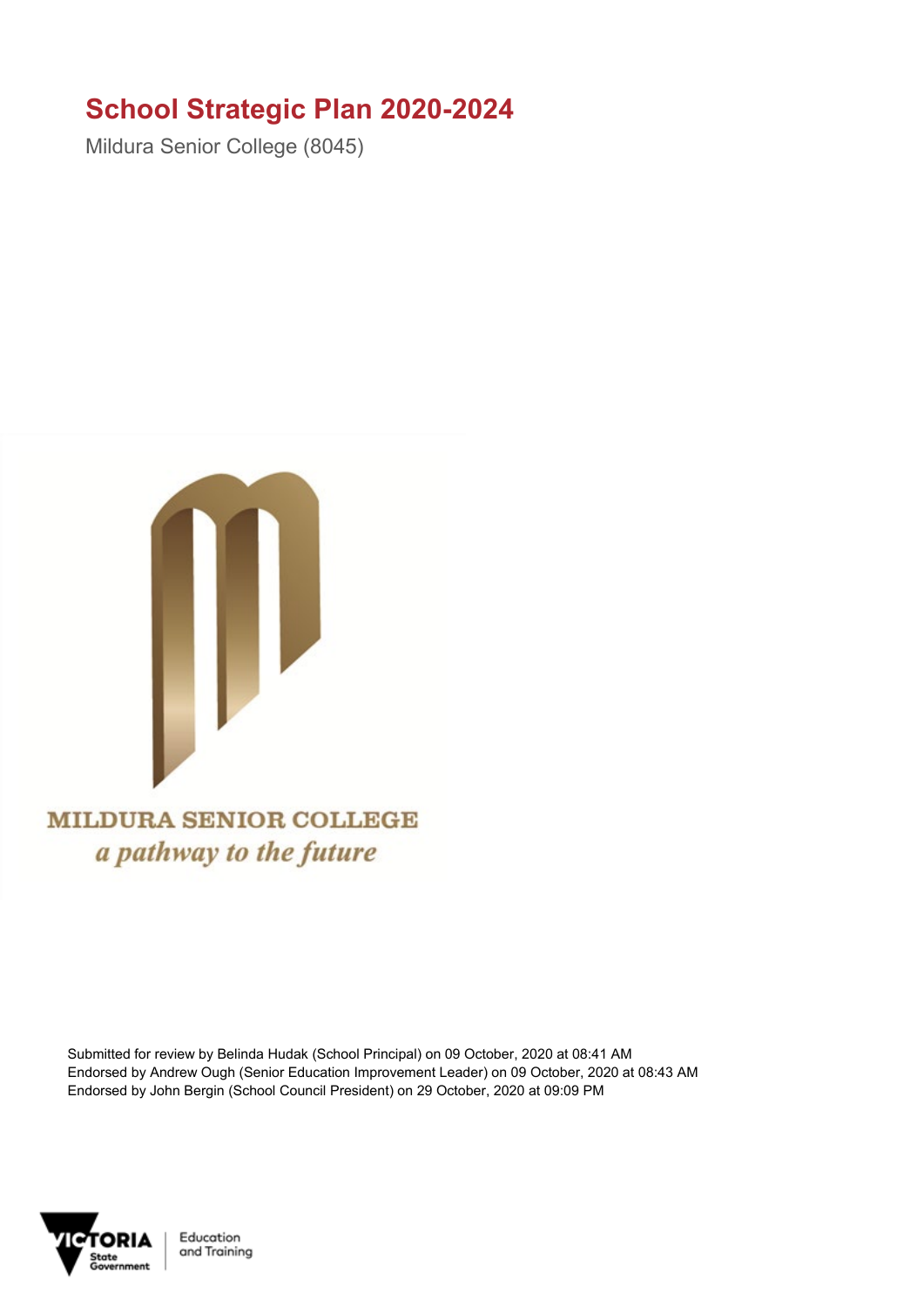# School Strategic Plan 2020-2024

Mildura Senior College (8045)

MILDURA SENIOR COLLEGE
*a pathway to the future*

Submitted for review by Belinda Hudak (School Principal) on 09 October, 2020 at 08:41 AM
Endorsed by Andrew Ough (Senior Education Improvement Leader) on 09 October, 2020 at 08:43 AM
Endorsed by John Bergin (School Council President) on 29 October, 2020 at 09:09 PM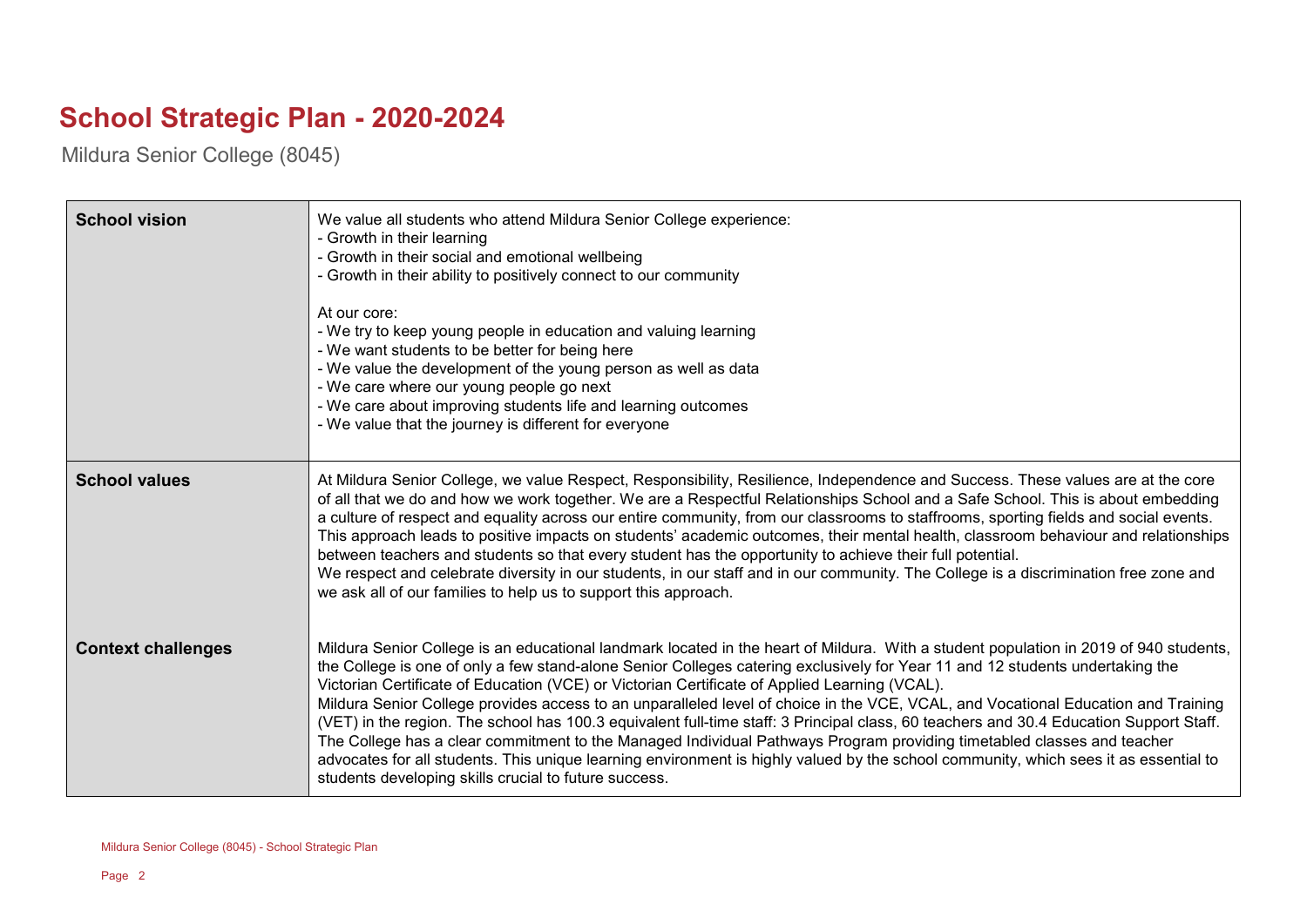# School Strategic Plan - 2020-2024

Mildura Senior College (8045)

| | |
|---|---|
| **School vision** | We value all students who attend Mildura Senior College experience:<br>- Growth in their learning<br>- Growth in their social and emotional wellbeing<br>- Growth in their ability to positively connect to our community<br><br>At our core:<br>- We try to keep young people in education and valuing learning<br>- We want students to be better for being here<br>- We value the development of the young person as well as data<br>- We care where our young people go next<br>- We care about improving students life and learning outcomes<br>- We value that the journey is different for everyone |
| **School values** | At Mildura Senior College, we value Respect, Responsibility, Resilience, Independence and Success. These values are at the core of all that we do and how we work together. We are a Respectful Relationships School and a Safe School. This is about embedding a culture of respect and equality across our entire community, from our classrooms to staffrooms, sporting fields and social events. This approach leads to positive impacts on students' academic outcomes, their mental health, classroom behaviour and relationships between teachers and students so that every student has the opportunity to achieve their full potential.<br>We respect and celebrate diversity in our students, in our staff and in our community. The College is a discrimination free zone and we ask all of our families to help us to support this approach. |
| **Context challenges** | Mildura Senior College is an educational landmark located in the heart of Mildura. With a student population in 2019 of 940 students, the College is one of only a few stand-alone Senior Colleges catering exclusively for Year 11 and 12 students undertaking the Victorian Certificate of Education (VCE) or Victorian Certificate of Applied Learning (VCAL).<br>Mildura Senior College provides access to an unparalleled level of choice in the VCE, VCAL, and Vocational Education and Training (VET) in the region. The school has 100.3 equivalent full-time staff: 3 Principal class, 60 teachers and 30.4 Education Support Staff. The College has a clear commitment to the Managed Individual Pathways Program providing timetabled classes and teacher advocates for all students. This unique learning environment is highly valued by the school community, which sees it as essential to students developing skills crucial to future success. |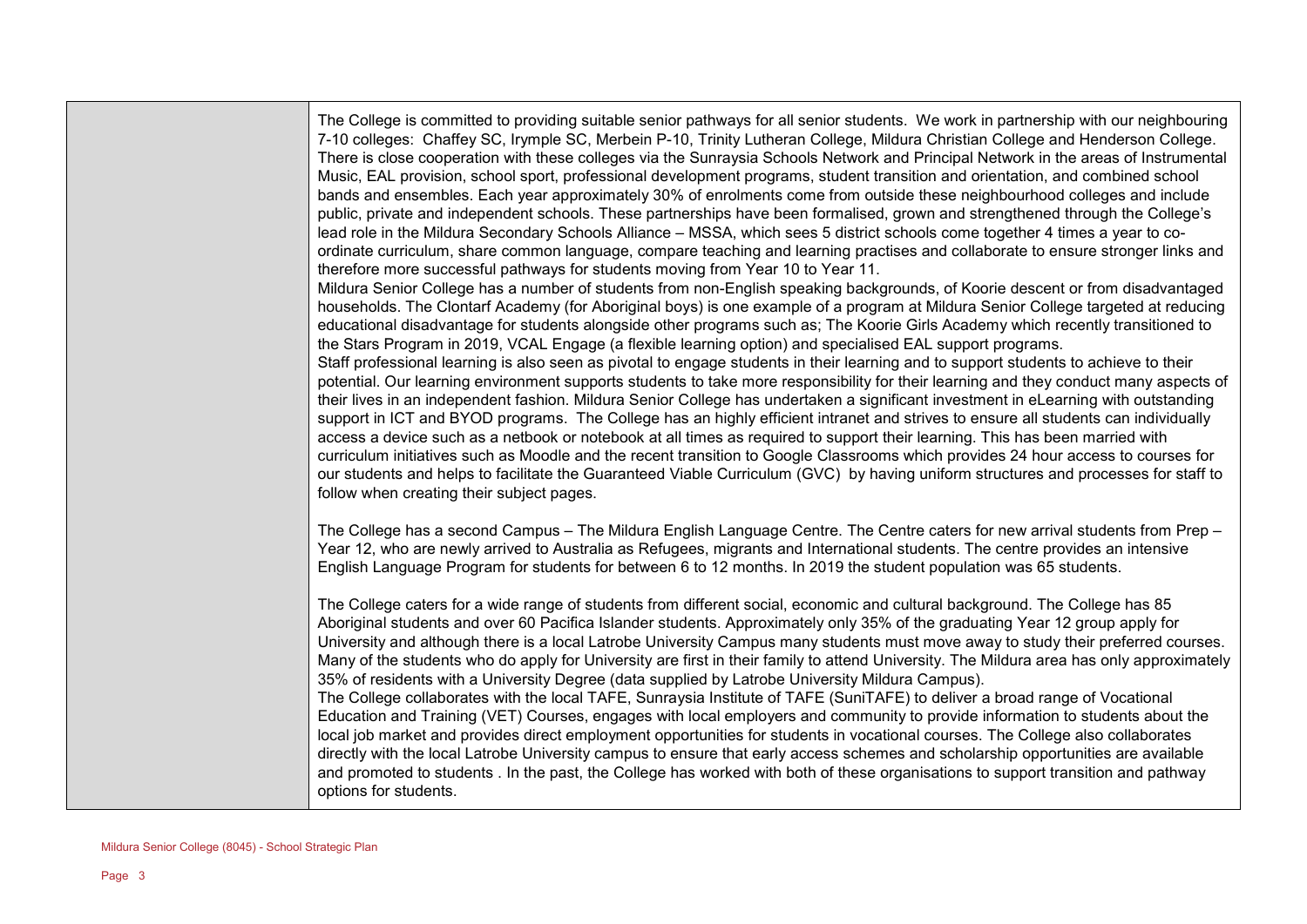The College is committed to providing suitable senior pathways for all senior students. We work in partnership with our neighbouring 7-10 colleges: Chaffey SC, Irymple SC, Merbein P-10, Trinity Lutheran College, Mildura Christian College and Henderson College. There is close cooperation with these colleges via the Sunraysia Schools Network and Principal Network in the areas of Instrumental Music, EAL provision, school sport, professional development programs, student transition and orientation, and combined school bands and ensembles. Each year approximately 30% of enrolments come from outside these neighbourhood colleges and include public, private and independent schools. These partnerships have been formalised, grown and strengthened through the College's lead role in the Mildura Secondary Schools Alliance – MSSA, which sees 5 district schools come together 4 times a year to co-ordinate curriculum, share common language, compare teaching and learning practises and collaborate to ensure stronger links and therefore more successful pathways for students moving from Year 10 to Year 11.

Mildura Senior College has a number of students from non-English speaking backgrounds, of Koorie descent or from disadvantaged households. The Clontarf Academy (for Aboriginal boys) is one example of a program at Mildura Senior College targeted at reducing educational disadvantage for students alongside other programs such as; The Koorie Girls Academy which recently transitioned to the Stars Program in 2019, VCAL Engage (a flexible learning option) and specialised EAL support programs.

Staff professional learning is also seen as pivotal to engage students in their learning and to support students to achieve to their potential. Our learning environment supports students to take more responsibility for their learning and they conduct many aspects of their lives in an independent fashion. Mildura Senior College has undertaken a significant investment in eLearning with outstanding support in ICT and BYOD programs. The College has an highly efficient intranet and strives to ensure all students can individually access a device such as a netbook or notebook at all times as required to support their learning. This has been married with curriculum initiatives such as Moodle and the recent transition to Google Classrooms which provides 24 hour access to courses for our students and helps to facilitate the Guaranteed Viable Curriculum (GVC) by having uniform structures and processes for staff to follow when creating their subject pages.

The College has a second Campus – The Mildura English Language Centre. The Centre caters for new arrival students from Prep – Year 12, who are newly arrived to Australia as Refugees, migrants and International students. The centre provides an intensive English Language Program for students for between 6 to 12 months. In 2019 the student population was 65 students.

The College caters for a wide range of students from different social, economic and cultural background. The College has 85 Aboriginal students and over 60 Pacifica Islander students. Approximately only 35% of the graduating Year 12 group apply for University and although there is a local Latrobe University Campus many students must move away to study their preferred courses. Many of the students who do apply for University are first in their family to attend University. The Mildura area has only approximately 35% of residents with a University Degree (data supplied by Latrobe University Mildura Campus).

The College collaborates with the local TAFE, Sunraysia Institute of TAFE (SuniTAFE) to deliver a broad range of Vocational Education and Training (VET) Courses, engages with local employers and community to provide information to students about the local job market and provides direct employment opportunities for students in vocational courses. The College also collaborates directly with the local Latrobe University campus to ensure that early access schemes and scholarship opportunities are available and promoted to students . In the past, the College has worked with both of these organisations to support transition and pathway options for students.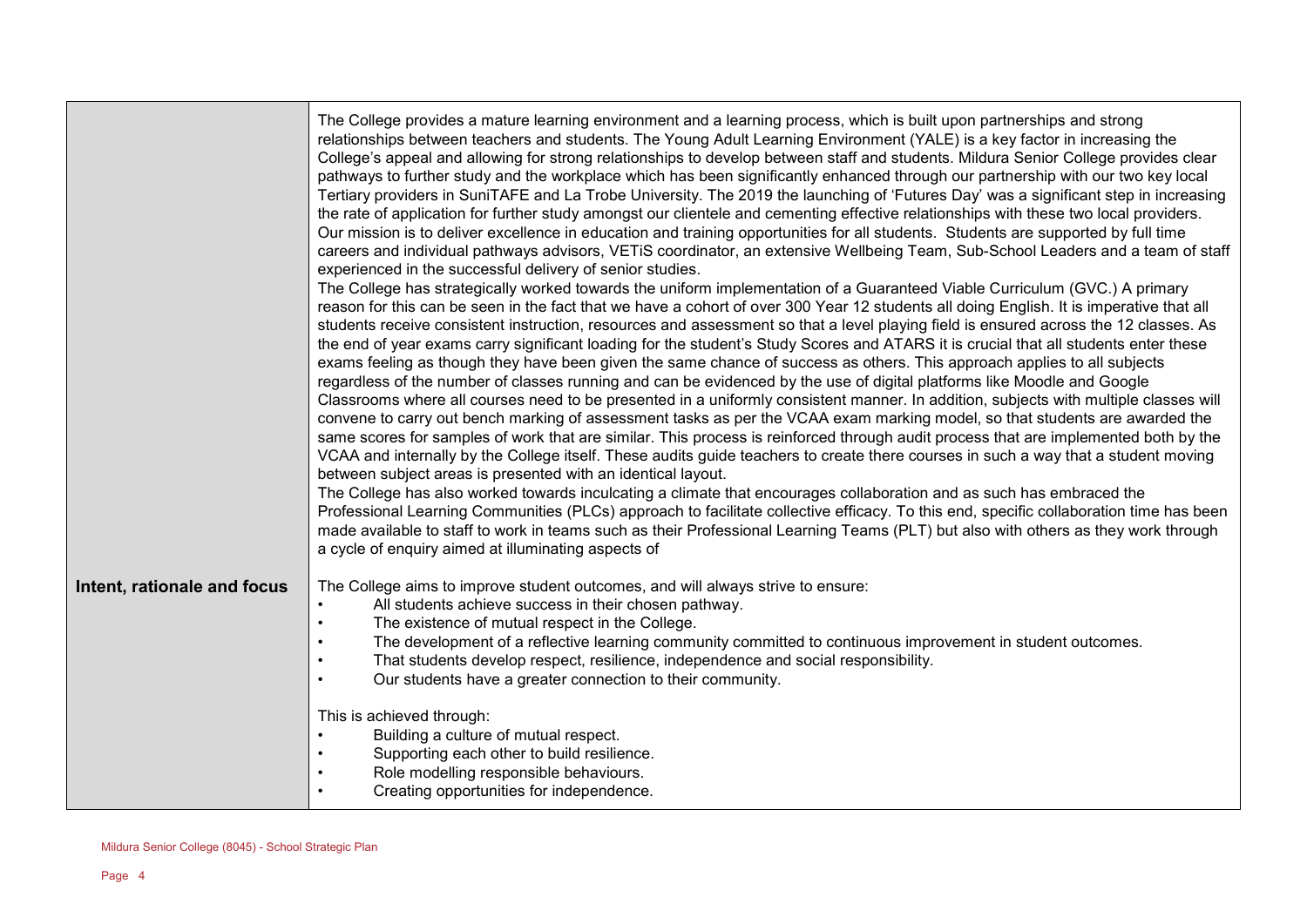| | |
|---|---|
| | The College provides a mature learning environment and a learning process, which is built upon partnerships and strong relationships between teachers and students. The Young Adult Learning Environment (YALE) is a key factor in increasing the College's appeal and allowing for strong relationships to develop between staff and students. Mildura Senior College provides clear pathways to further study and the workplace which has been significantly enhanced through our partnership with our two key local Tertiary providers in SuniTAFE and La Trobe University. The 2019 the launching of 'Futures Day' was a significant step in increasing the rate of application for further study amongst our clientele and cementing effective relationships with these two local providers. Our mission is to deliver excellence in education and training opportunities for all students. Students are supported by full time careers and individual pathways advisors, VETiS coordinator, an extensive Wellbeing Team, Sub-School Leaders and a team of staff experienced in the successful delivery of senior studies.<br>The College has strategically worked towards the uniform implementation of a Guaranteed Viable Curriculum (GVC.) A primary reason for this can be seen in the fact that we have a cohort of over 300 Year 12 students all doing English. It is imperative that all students receive consistent instruction, resources and assessment so that a level playing field is ensured across the 12 classes. As the end of year exams carry significant loading for the student's Study Scores and ATARS it is crucial that all students enter these exams feeling as though they have been given the same chance of success as others. This approach applies to all subjects regardless of the number of classes running and can be evidenced by the use of digital platforms like Moodle and Google Classrooms where all courses need to be presented in a uniformly consistent manner. In addition, subjects with multiple classes will convene to carry out bench marking of assessment tasks as per the VCAA exam marking model, so that students are awarded the same scores for samples of work that are similar. This process is reinforced through audit process that are implemented both by the VCAA and internally by the College itself. These audits guide teachers to create there courses in such a way that a student moving between subject areas is presented with an identical layout.<br>The College has also worked towards inculcating a climate that encourages collaboration and as such has embraced the Professional Learning Communities (PLCs) approach to facilitate collective efficacy. To this end, specific collaboration time has been made available to staff to work in teams such as their Professional Learning Teams (PLT) but also with others as they work through a cycle of enquiry aimed at illuminating aspects of |
| **Intent, rationale and focus** | The College aims to improve student outcomes, and will always strive to ensure:<br>• All students achieve success in their chosen pathway.<br>• The existence of mutual respect in the College.<br>• The development of a reflective learning community committed to continuous improvement in student outcomes.<br>• That students develop respect, resilience, independence and social responsibility.<br>• Our students have a greater connection to their community.<br><br>This is achieved through:<br>• Building a culture of mutual respect.<br>• Supporting each other to build resilience.<br>• Role modelling responsible behaviours.<br>• Creating opportunities for independence. |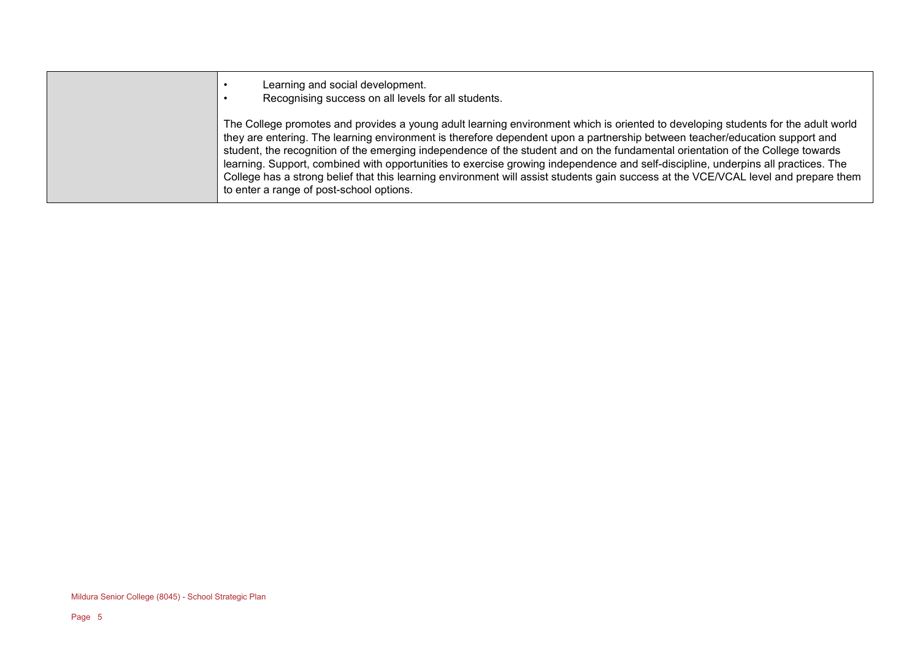|  |  |
| --- | --- |
|  | • Learning and social development.<br>• Recognising success on all levels for all students.<br><br>The College promotes and provides a young adult learning environment which is oriented to developing students for the adult world they are entering. The learning environment is therefore dependent upon a partnership between teacher/education support and student, the recognition of the emerging independence of the student and on the fundamental orientation of the College towards learning. Support, combined with opportunities to exercise growing independence and self-discipline, underpins all practices. The College has a strong belief that this learning environment will assist students gain success at the VCE/VCAL level and prepare them to enter a range of post-school options. |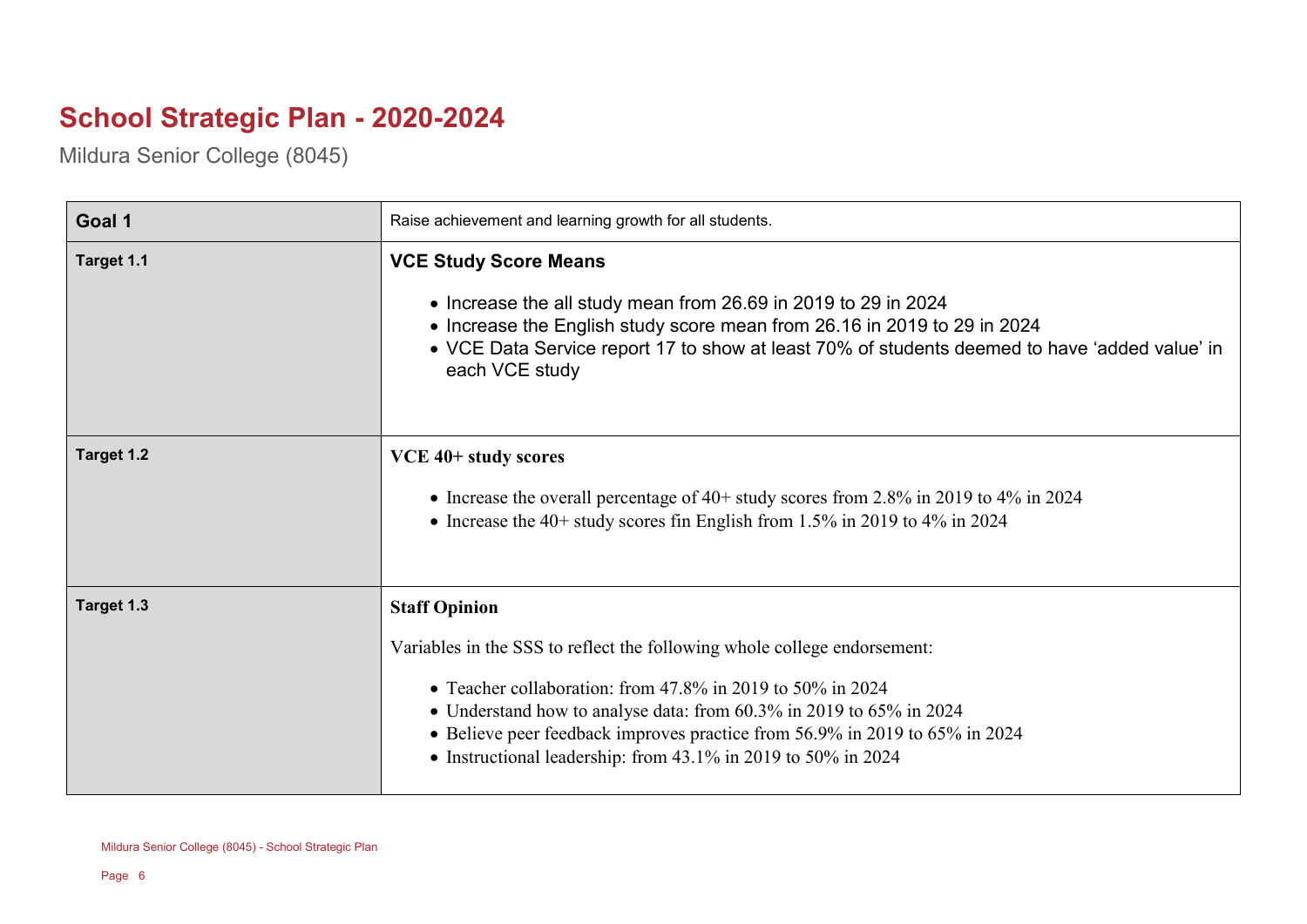# School Strategic Plan - 2020-2024

Mildura Senior College (8045)

| Goal 1 | Raise achievement and learning growth for all students. |
|---|---|
| Target 1.1 | **VCE Study Score Means**<br><ul><li>Increase the all study mean from 26.69 in 2019 to 29 in 2024</li><li>Increase the English study score mean from 26.16 in 2019 to 29 in 2024</li><li>VCE Data Service report 17 to show at least 70% of students deemed to have 'added value' in each VCE study</li></ul> |
| Target 1.2 | **VCE 40+ study scores**<br><ul><li>Increase the overall percentage of 40+ study scores from 2.8% in 2019 to 4% in 2024</li><li>Increase the 40+ study scores fin English from 1.5% in 2019 to 4% in 2024</li></ul> |
| Target 1.3 | **Staff Opinion**<br>Variables in the SSS to reflect the following whole college endorsement:<br><ul><li>Teacher collaboration: from 47.8% in 2019 to 50% in 2024</li><li>Understand how to analyse data: from 60.3% in 2019 to 65% in 2024</li><li>Believe peer feedback improves practice from 56.9% in 2019 to 65% in 2024</li><li>Instructional leadership: from 43.1% in 2019 to 50% in 2024</li></ul> |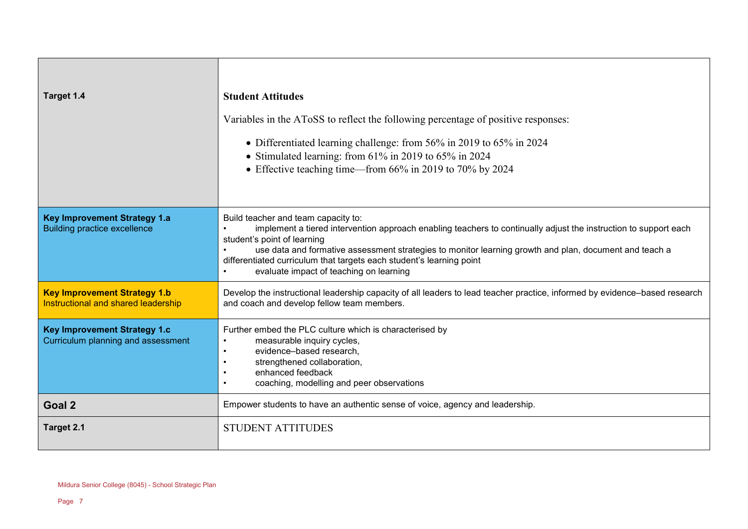| | |
|---|---|
| **Target 1.4** | **Student Attitudes**<br><br>Variables in the AToSS to reflect the following percentage of positive responses:<br><br>• Differentiated learning challenge: from 56% in 2019 to 65% in 2024<br>• Stimulated learning: from 61% in 2019 to 65% in 2024<br>• Effective teaching time—from 66% in 2019 to 70% by 2024 |
| **Key Improvement Strategy 1.a**<br>Building practice excellence | Build teacher and team capacity to:<br>• implement a tiered intervention approach enabling teachers to continually adjust the instruction to support each student's point of learning<br>• use data and formative assessment strategies to monitor learning growth and plan, document and teach a differentiated curriculum that targets each student's learning point<br>• evaluate impact of teaching on learning |
| **Key Improvement Strategy 1.b**<br>Instructional and shared leadership | Develop the instructional leadership capacity of all leaders to lead teacher practice, informed by evidence–based research and coach and develop fellow team members. |
| **Key Improvement Strategy 1.c**<br>Curriculum planning and assessment | Further embed the PLC culture which is characterised by<br>• measurable inquiry cycles,<br>• evidence–based research,<br>• strengthened collaboration,<br>• enhanced feedback<br>• coaching, modelling and peer observations |
| **Goal 2** | Empower students to have an authentic sense of voice, agency and leadership. |
| **Target 2.1** | STUDENT ATTITUDES |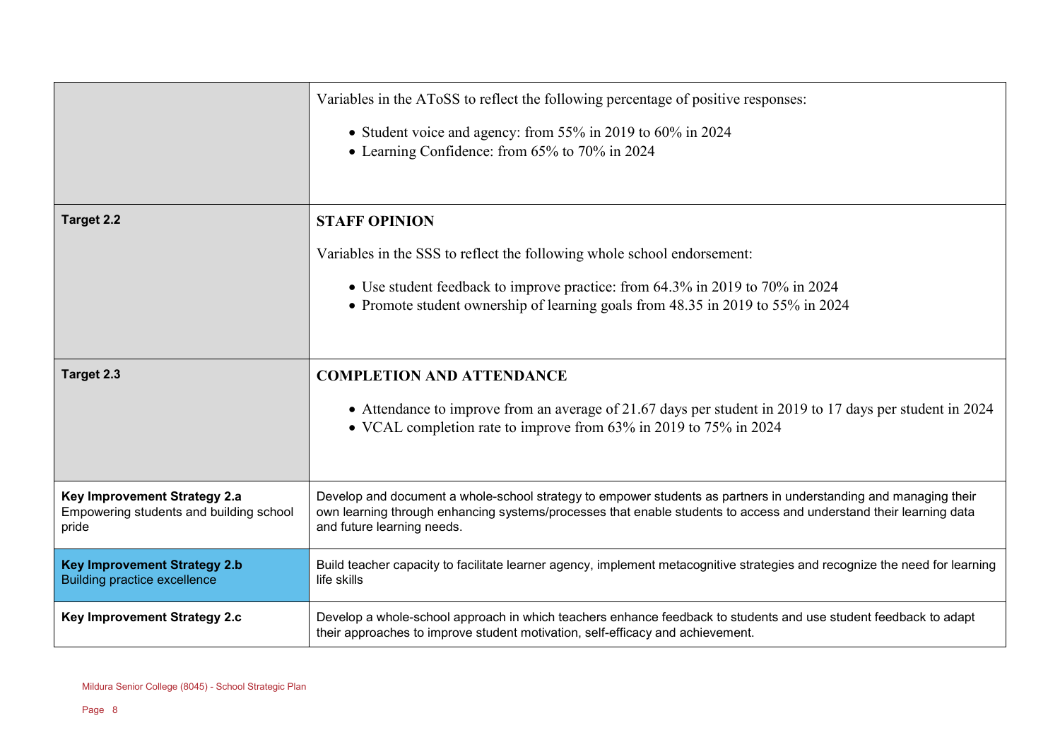| | |
|---|---|
| | Variables in the AToSS to reflect the following percentage of positive responses:<br><br>• Student voice and agency: from 55% in 2019 to 60% in 2024<br>• Learning Confidence: from 65% to 70% in 2024 |
| **Target 2.2** | **STAFF OPINION**<br><br>Variables in the SSS to reflect the following whole school endorsement:<br><br>• Use student feedback to improve practice: from 64.3% in 2019 to 70% in 2024<br>• Promote student ownership of learning goals from 48.35 in 2019 to 55% in 2024 |
| **Target 2.3** | **COMPLETION AND ATTENDANCE**<br><br>• Attendance to improve from an average of 21.67 days per student in 2019 to 17 days per student in 2024<br>• VCAL completion rate to improve from 63% in 2019 to 75% in 2024 |
| **Key Improvement Strategy 2.a**<br>Empowering students and building school pride | Develop and document a whole-school strategy to empower students as partners in understanding and managing their own learning through enhancing systems/processes that enable students to access and understand their learning data and future learning needs. |
| **Key Improvement Strategy 2.b**<br>Building practice excellence | Build teacher capacity to facilitate learner agency, implement metacognitive strategies and recognize the need for learning life skills |
| **Key Improvement Strategy 2.c** | Develop a whole-school approach in which teachers enhance feedback to students and use student feedback to adapt their approaches to improve student motivation, self-efficacy and achievement. |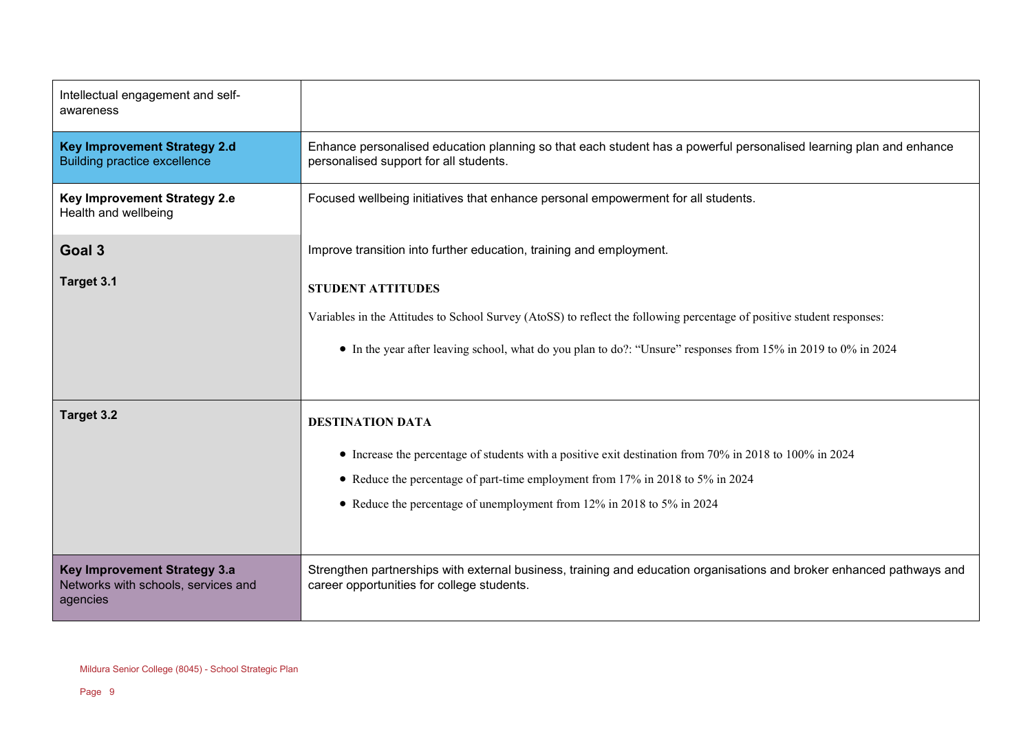| | |
|---|---|
| Intellectual engagement and self-awareness | |
| **Key Improvement Strategy 2.d** Building practice excellence | Enhance personalised education planning so that each student has a powerful personalised learning plan and enhance personalised support for all students. |
| **Key Improvement Strategy 2.e** Health and wellbeing | Focused wellbeing initiatives that enhance personal empowerment for all students. |
| **Goal 3** | Improve transition into further education, training and employment. |
| **Target 3.1** | **STUDENT ATTITUDES**<br><br>Variables in the Attitudes to School Survey (AtoSS) to reflect the following percentage of positive student responses:<br><br>• In the year after leaving school, what do you plan to do?: "Unsure" responses from 15% in 2019 to 0% in 2024 |
| **Target 3.2** | **DESTINATION DATA**<br><br>• Increase the percentage of students with a positive exit destination from 70% in 2018 to 100% in 2024<br>• Reduce the percentage of part-time employment from 17% in 2018 to 5% in 2024<br>• Reduce the percentage of unemployment from 12% in 2018 to 5% in 2024 |
| **Key Improvement Strategy 3.a** Networks with schools, services and agencies | Strengthen partnerships with external business, training and education organisations and broker enhanced pathways and career opportunities for college students. |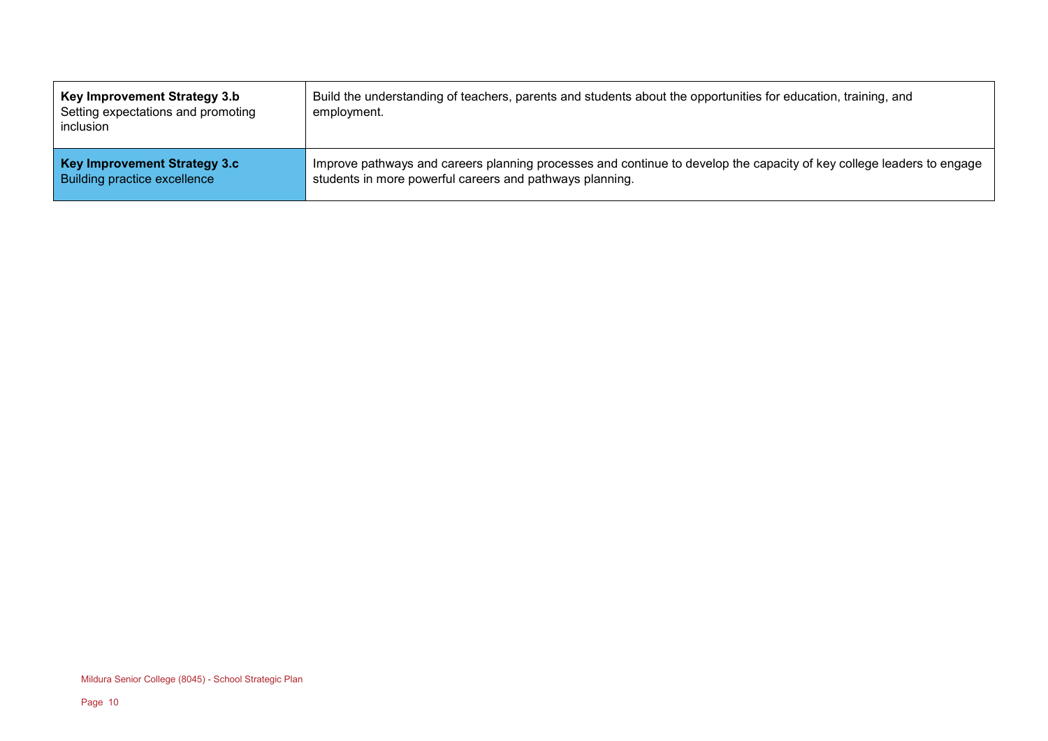| | |
|---|---|
| **Key Improvement Strategy 3.b** Setting expectations and promoting inclusion | Build the understanding of teachers, parents and students about the opportunities for education, training, and employment. |
| **Key Improvement Strategy 3.c** Building practice excellence | Improve pathways and careers planning processes and continue to develop the capacity of key college leaders to engage students in more powerful careers and pathways planning. |